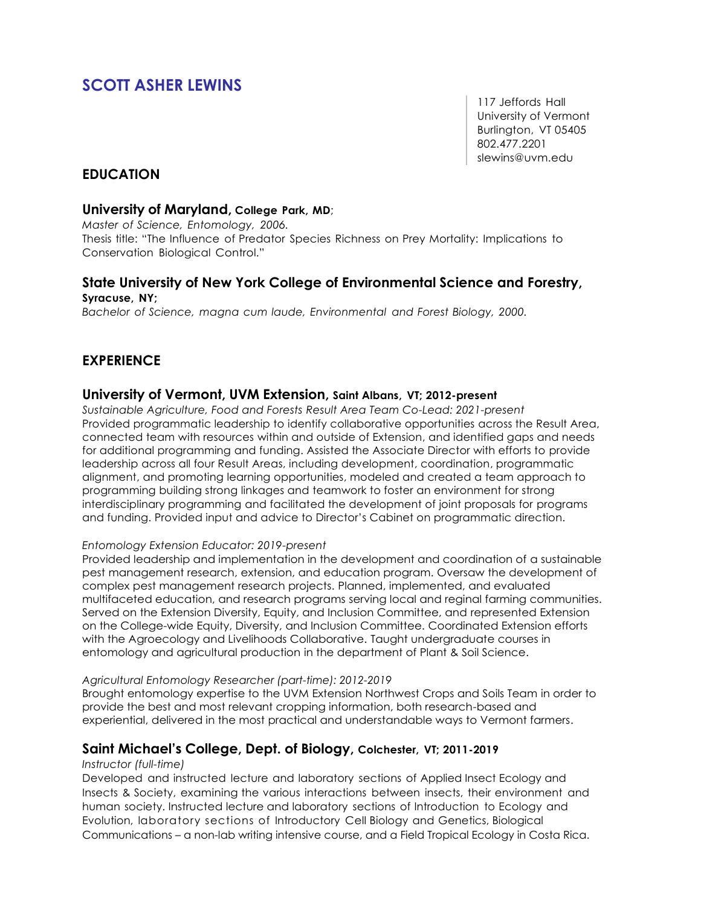# SCOTT ASHER LEWINS

117 Jeffords Hall
University of Vermont
Burlington, VT 05405
802.477.2201
slewins@uvm.edu

## EDUCATION

### University of Maryland, College Park, MD;

*Master of Science, Entomology, 2006.*
Thesis title: "The Influence of Predator Species Richness on Prey Mortality: Implications to Conservation Biological Control."

### State University of New York College of Environmental Science and Forestry, Syracuse, NY;

*Bachelor of Science, magna cum laude, Environmental and Forest Biology, 2000.*

## EXPERIENCE

### University of Vermont, UVM Extension, Saint Albans, VT; 2012-present

*Sustainable Agriculture, Food and Forests Result Area Team Co-Lead: 2021-present*
Provided programmatic leadership to identify collaborative opportunities across the Result Area, connected team with resources within and outside of Extension, and identified gaps and needs for additional programming and funding. Assisted the Associate Director with efforts to provide leadership across all four Result Areas, including development, coordination, programmatic alignment, and promoting learning opportunities, modeled and created a team approach to programming building strong linkages and teamwork to foster an environment for strong interdisciplinary programming and facilitated the development of joint proposals for programs and funding. Provided input and advice to Director's Cabinet on programmatic direction.

*Entomology Extension Educator: 2019-present*
Provided leadership and implementation in the development and coordination of a sustainable pest management research, extension, and education program. Oversaw the development of complex pest management research projects. Planned, implemented, and evaluated multifaceted education, and research programs serving local and reginal farming communities. Served on the Extension Diversity, Equity, and Inclusion Committee, and represented Extension on the College-wide Equity, Diversity, and Inclusion Committee. Coordinated Extension efforts with the Agroecology and Livelihoods Collaborative. Taught undergraduate courses in entomology and agricultural production in the department of Plant & Soil Science.

*Agricultural Entomology Researcher (part-time): 2012-2019*
Brought entomology expertise to the UVM Extension Northwest Crops and Soils Team in order to provide the best and most relevant cropping information, both research-based and experiential, delivered in the most practical and understandable ways to Vermont farmers.

### Saint Michael's College, Dept. of Biology, Colchester, VT; 2011-2019

*Instructor (full-time)*
Developed and instructed lecture and laboratory sections of Applied Insect Ecology and Insects & Society, examining the various interactions between insects, their environment and human society. Instructed lecture and laboratory sections of Introduction to Ecology and Evolution, laboratory sections of Introductory Cell Biology and Genetics, Biological Communications – a non-lab writing intensive course, and a Field Tropical Ecology in Costa Rica.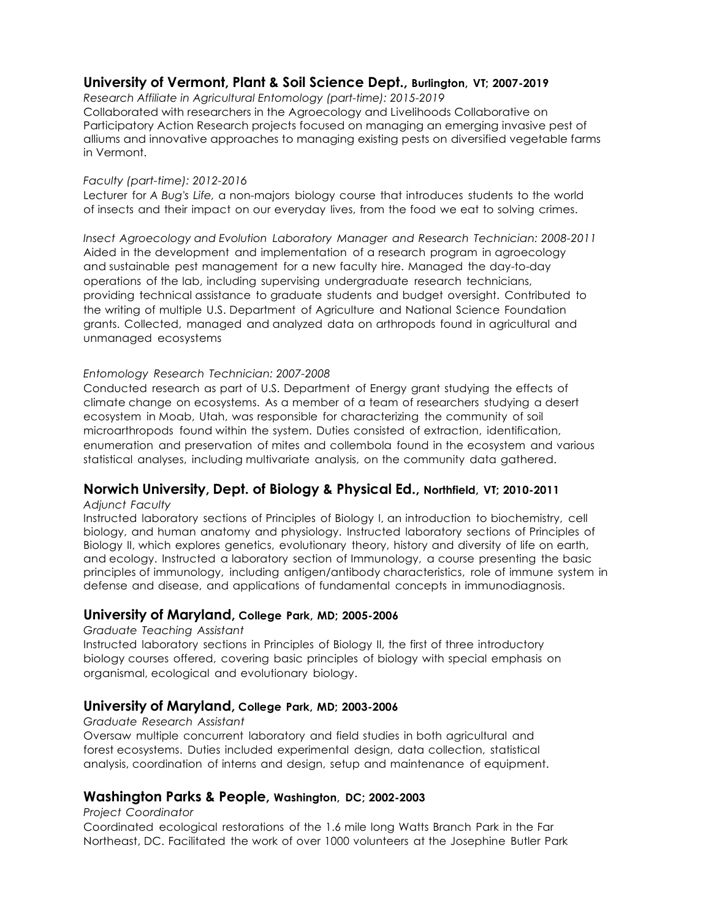## **University of Vermont, Plant & Soil Science Dept., Burlington, VT; 2007-2019**

*Research Affiliate in Agricultural Entomology (part-time): 2015-2019*
Collaborated with researchers in the Agroecology and Livelihoods Collaborative on Participatory Action Research projects focused on managing an emerging invasive pest of alliums and innovative approaches to managing existing pests on diversified vegetable farms in Vermont.

*Faculty (part-time): 2012-2016*
Lecturer for *A Bug's Life,* a non-majors biology course that introduces students to the world of insects and their impact on our everyday lives, from the food we eat to solving crimes.

*Insect Agroecology and Evolution Laboratory Manager and Research Technician: 2008-2011*
Aided in the development and implementation of a research program in agroecology and sustainable pest management for a new faculty hire. Managed the day-to-day operations of the lab, including supervising undergraduate research technicians, providing technical assistance to graduate students and budget oversight. Contributed to the writing of multiple U.S. Department of Agriculture and National Science Foundation grants. Collected, managed and analyzed data on arthropods found in agricultural and unmanaged ecosystems

*Entomology Research Technician: 2007-2008*
Conducted research as part of U.S. Department of Energy grant studying the effects of climate change on ecosystems. As a member of a team of researchers studying a desert ecosystem in Moab, Utah, was responsible for characterizing the community of soil microarthropods found within the system. Duties consisted of extraction, identification, enumeration and preservation of mites and collembola found in the ecosystem and various statistical analyses, including multivariate analysis, on the community data gathered.

## **Norwich University, Dept. of Biology & Physical Ed., Northfield, VT; 2010-2011**

*Adjunct Faculty*
Instructed laboratory sections of Principles of Biology I, an introduction to biochemistry, cell biology, and human anatomy and physiology. Instructed laboratory sections of Principles of Biology II, which explores genetics, evolutionary theory, history and diversity of life on earth, and ecology. Instructed a laboratory section of Immunology, a course presenting the basic principles of immunology, including antigen/antibody characteristics, role of immune system in defense and disease, and applications of fundamental concepts in immunodiagnosis.

## **University of Maryland, College Park, MD; 2005-2006**

*Graduate Teaching Assistant*
Instructed laboratory sections in Principles of Biology II, the first of three introductory biology courses offered, covering basic principles of biology with special emphasis on organismal, ecological and evolutionary biology.

## **University of Maryland, College Park, MD; 2003-2006**

*Graduate Research Assistant*
Oversaw multiple concurrent laboratory and field studies in both agricultural and forest ecosystems. Duties included experimental design, data collection, statistical analysis, coordination of interns and design, setup and maintenance of equipment.

## **Washington Parks & People, Washington, DC; 2002-2003**

*Project Coordinator*
Coordinated ecological restorations of the 1.6 mile long Watts Branch Park in the Far Northeast, DC. Facilitated the work of over 1000 volunteers at the Josephine Butler Park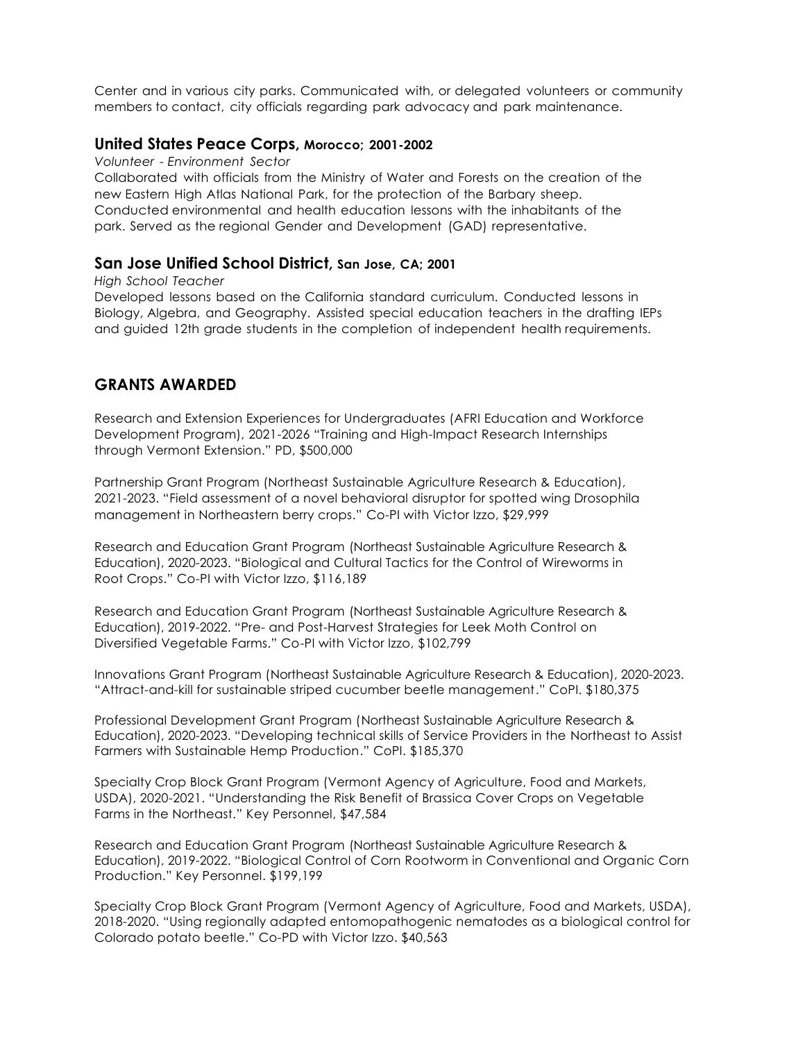Center and in various city parks. Communicated with, or delegated volunteers or community members to contact, city officials regarding park advocacy and park maintenance.

### **United States Peace Corps, Morocco; 2001-2002**

*Volunteer - Environment Sector*

Collaborated with officials from the Ministry of Water and Forests on the creation of the new Eastern High Atlas National Park, for the protection of the Barbary sheep. Conducted environmental and health education lessons with the inhabitants of the park. Served as the regional Gender and Development (GAD) representative.

### **San Jose Unified School District, San Jose, CA; 2001**

*High School Teacher*

Developed lessons based on the California standard curriculum. Conducted lessons in Biology, Algebra, and Geography. Assisted special education teachers in the drafting IEPs and guided 12th grade students in the completion of independent health requirements.

## GRANTS AWARDED

Research and Extension Experiences for Undergraduates (AFRI Education and Workforce Development Program), 2021-2026 "Training and High-Impact Research Internships through Vermont Extension." PD, $500,000

Partnership Grant Program (Northeast Sustainable Agriculture Research & Education), 2021-2023. "Field assessment of a novel behavioral disruptor for spotted wing Drosophila management in Northeastern berry crops." Co-PI with Victor Izzo, $29,999

Research and Education Grant Program (Northeast Sustainable Agriculture Research & Education), 2020-2023. "Biological and Cultural Tactics for the Control of Wireworms in Root Crops." Co-PI with Victor Izzo, $116,189

Research and Education Grant Program (Northeast Sustainable Agriculture Research & Education), 2019-2022. "Pre- and Post-Harvest Strategies for Leek Moth Control on Diversified Vegetable Farms." Co-PI with Victor Izzo, $102,799

Innovations Grant Program (Northeast Sustainable Agriculture Research & Education), 2020-2023. "Attract-and-kill for sustainable striped cucumber beetle management." CoPI. $180,375

Professional Development Grant Program (Northeast Sustainable Agriculture Research & Education), 2020-2023. "Developing technical skills of Service Providers in the Northeast to Assist Farmers with Sustainable Hemp Production." CoPI. $185,370

Specialty Crop Block Grant Program (Vermont Agency of Agriculture, Food and Markets, USDA), 2020-2021. "Understanding the Risk Benefit of Brassica Cover Crops on Vegetable Farms in the Northeast." Key Personnel, $47,584

Research and Education Grant Program (Northeast Sustainable Agriculture Research & Education), 2019-2022. "Biological Control of Corn Rootworm in Conventional and Organic Corn Production." Key Personnel. $199,199

Specialty Crop Block Grant Program (Vermont Agency of Agriculture, Food and Markets, USDA), 2018-2020. "Using regionally adapted entomopathogenic nematodes as a biological control for Colorado potato beetle." Co-PD with Victor Izzo. $40,563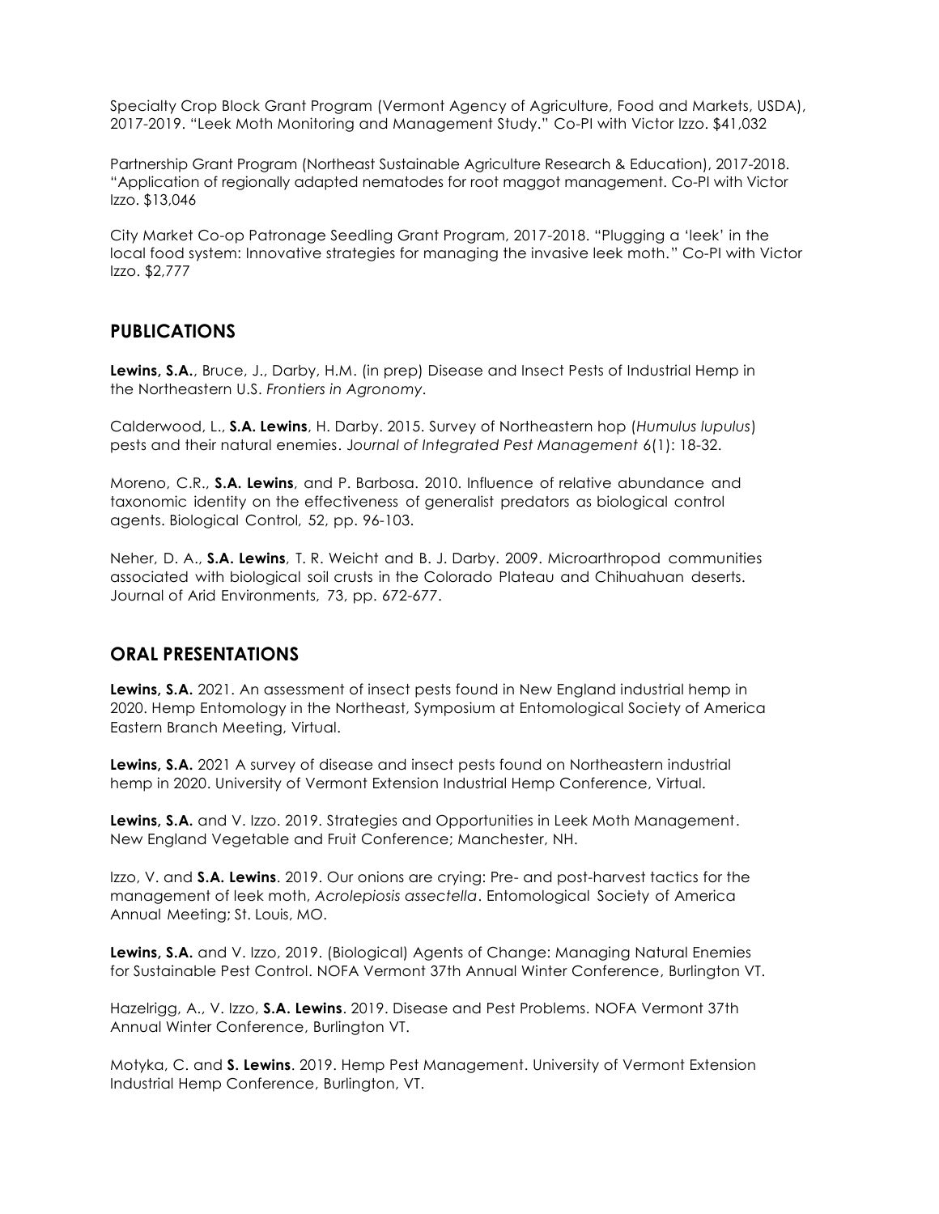Specialty Crop Block Grant Program (Vermont Agency of Agriculture, Food and Markets, USDA), 2017-2019. "Leek Moth Monitoring and Management Study." Co-PI with Victor Izzo. $41,032

Partnership Grant Program (Northeast Sustainable Agriculture Research & Education), 2017-2018. "Application of regionally adapted nematodes for root maggot management. Co-PI with Victor Izzo. $13,046

City Market Co-op Patronage Seedling Grant Program, 2017-2018. "Plugging a 'leek' in the local food system: Innovative strategies for managing the invasive leek moth." Co-PI with Victor Izzo. $2,777

## PUBLICATIONS

**Lewins, S.A.**, Bruce, J., Darby, H.M. (in prep) Disease and Insect Pests of Industrial Hemp in the Northeastern U.S. *Frontiers in Agronomy*.

Calderwood, L., **S.A. Lewins**, H. Darby. 2015. Survey of Northeastern hop (*Humulus lupulus*) pests and their natural enemies. *Journal of Integrated Pest Management* 6(1): 18-32.

Moreno, C.R., **S.A. Lewins**, and P. Barbosa. 2010. Influence of relative abundance and taxonomic identity on the effectiveness of generalist predators as biological control agents. Biological Control, 52, pp. 96-103.

Neher, D. A., **S.A. Lewins**, T. R. Weicht and B. J. Darby. 2009. Microarthropod communities associated with biological soil crusts in the Colorado Plateau and Chihuahuan deserts. Journal of Arid Environments, 73, pp. 672-677.

## ORAL PRESENTATIONS

**Lewins, S.A.** 2021. An assessment of insect pests found in New England industrial hemp in 2020. Hemp Entomology in the Northeast, Symposium at Entomological Society of America Eastern Branch Meeting, Virtual.

**Lewins, S.A.** 2021 A survey of disease and insect pests found on Northeastern industrial hemp in 2020. University of Vermont Extension Industrial Hemp Conference, Virtual.

**Lewins, S.A.** and V. Izzo. 2019. Strategies and Opportunities in Leek Moth Management. New England Vegetable and Fruit Conference; Manchester, NH.

Izzo, V. and **S.A. Lewins**. 2019. Our onions are crying: Pre- and post-harvest tactics for the management of leek moth, *Acrolepiosis assectella*. Entomological Society of America Annual Meeting; St. Louis, MO.

**Lewins, S.A.** and V. Izzo, 2019. (Biological) Agents of Change: Managing Natural Enemies for Sustainable Pest Control. NOFA Vermont 37th Annual Winter Conference, Burlington VT.

Hazelrigg, A., V. Izzo, **S.A. Lewins**. 2019. Disease and Pest Problems. NOFA Vermont 37th Annual Winter Conference, Burlington VT.

Motyka, C. and **S. Lewins**. 2019. Hemp Pest Management. University of Vermont Extension Industrial Hemp Conference, Burlington, VT.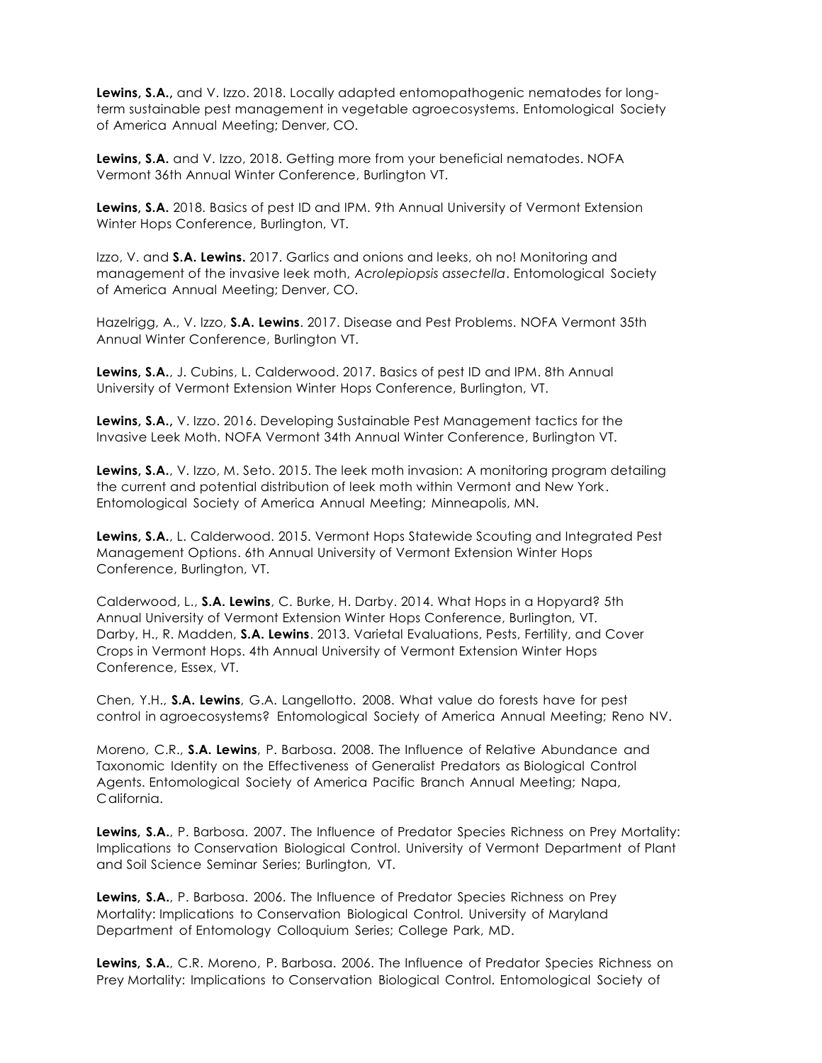**Lewins, S.A.,** and V. Izzo. 2018. Locally adapted entomopathogenic nematodes for long-term sustainable pest management in vegetable agroecosystems. Entomological Society of America Annual Meeting; Denver, CO.

**Lewins, S.A.** and V. Izzo, 2018. Getting more from your beneficial nematodes. NOFA Vermont 36th Annual Winter Conference, Burlington VT.

**Lewins, S.A.** 2018. Basics of pest ID and IPM. 9th Annual University of Vermont Extension Winter Hops Conference, Burlington, VT.

Izzo, V. and **S.A. Lewins.** 2017. Garlics and onions and leeks, oh no! Monitoring and management of the invasive leek moth, *Acrolepiopsis assectella*. Entomological Society of America Annual Meeting; Denver, CO.

Hazelrigg, A., V. Izzo, **S.A. Lewins**. 2017. Disease and Pest Problems. NOFA Vermont 35th Annual Winter Conference, Burlington VT.

**Lewins, S.A.**, J. Cubins, L. Calderwood. 2017. Basics of pest ID and IPM. 8th Annual University of Vermont Extension Winter Hops Conference, Burlington, VT.

**Lewins, S.A.,** V. Izzo. 2016. Developing Sustainable Pest Management tactics for the Invasive Leek Moth. NOFA Vermont 34th Annual Winter Conference, Burlington VT.

**Lewins, S.A.**, V. Izzo, M. Seto. 2015. The leek moth invasion: A monitoring program detailing the current and potential distribution of leek moth within Vermont and New York. Entomological Society of America Annual Meeting; Minneapolis, MN.

**Lewins, S.A.**, L. Calderwood. 2015. Vermont Hops Statewide Scouting and Integrated Pest Management Options. 6th Annual University of Vermont Extension Winter Hops Conference, Burlington, VT.

Calderwood, L., **S.A. Lewins**, C. Burke, H. Darby. 2014. What Hops in a Hopyard? 5th Annual University of Vermont Extension Winter Hops Conference, Burlington, VT.
Darby, H., R. Madden, **S.A. Lewins**. 2013. Varietal Evaluations, Pests, Fertility, and Cover Crops in Vermont Hops. 4th Annual University of Vermont Extension Winter Hops Conference, Essex, VT.

Chen, Y.H., **S.A. Lewins**, G.A. Langellotto. 2008. What value do forests have for pest control in agroecosystems? Entomological Society of America Annual Meeting; Reno NV.

Moreno, C.R., **S.A. Lewins**, P. Barbosa. 2008. The Influence of Relative Abundance and Taxonomic Identity on the Effectiveness of Generalist Predators as Biological Control Agents. Entomological Society of America Pacific Branch Annual Meeting; Napa, California.

**Lewins, S.A.**, P. Barbosa. 2007. The Influence of Predator Species Richness on Prey Mortality: Implications to Conservation Biological Control. University of Vermont Department of Plant and Soil Science Seminar Series; Burlington, VT.

**Lewins, S.A.**, P. Barbosa. 2006. The Influence of Predator Species Richness on Prey Mortality: Implications to Conservation Biological Control. University of Maryland Department of Entomology Colloquium Series; College Park, MD.

**Lewins, S.A.**, C.R. Moreno, P. Barbosa. 2006. The Influence of Predator Species Richness on Prey Mortality: Implications to Conservation Biological Control. Entomological Society of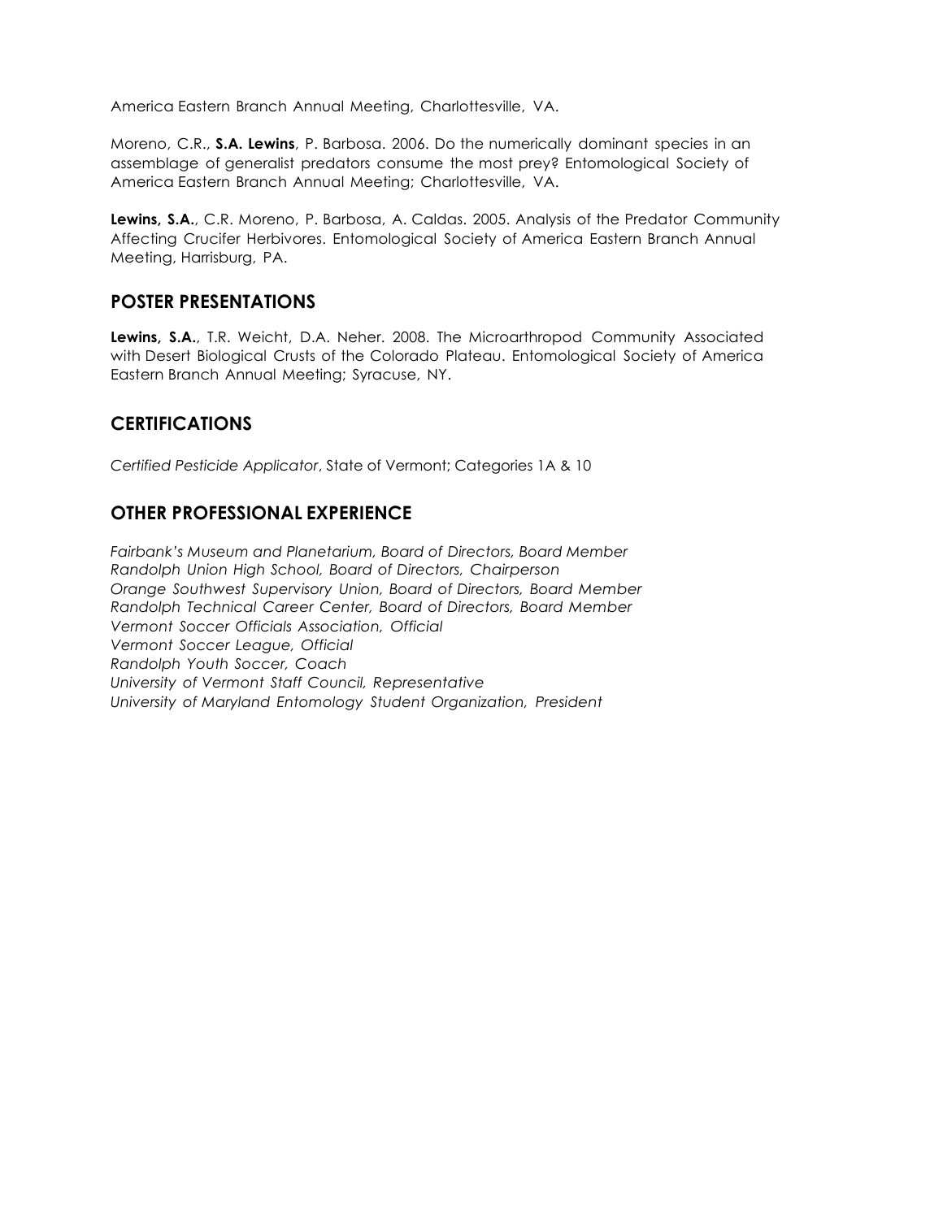America Eastern Branch Annual Meeting, Charlottesville, VA.

Moreno, C.R., **S.A. Lewins**, P. Barbosa. 2006. Do the numerically dominant species in an assemblage of generalist predators consume the most prey? Entomological Society of America Eastern Branch Annual Meeting; Charlottesville, VA.

**Lewins, S.A.**, C.R. Moreno, P. Barbosa, A. Caldas. 2005. Analysis of the Predator Community Affecting Crucifer Herbivores. Entomological Society of America Eastern Branch Annual Meeting, Harrisburg, PA.

## POSTER PRESENTATIONS

**Lewins, S.A.**, T.R. Weicht, D.A. Neher. 2008. The Microarthropod Community Associated with Desert Biological Crusts of the Colorado Plateau. Entomological Society of America Eastern Branch Annual Meeting; Syracuse, NY.

## CERTIFICATIONS

*Certified Pesticide Applicator*, State of Vermont; Categories 1A & 10

## OTHER PROFESSIONAL EXPERIENCE

*Fairbank's Museum and Planetarium, Board of Directors, Board Member*
*Randolph Union High School, Board of Directors, Chairperson*
*Orange Southwest Supervisory Union, Board of Directors, Board Member*
*Randolph Technical Career Center, Board of Directors, Board Member*
*Vermont Soccer Officials Association, Official*
*Vermont Soccer League, Official*
*Randolph Youth Soccer, Coach*
*University of Vermont Staff Council, Representative*
*University of Maryland Entomology Student Organization, President*